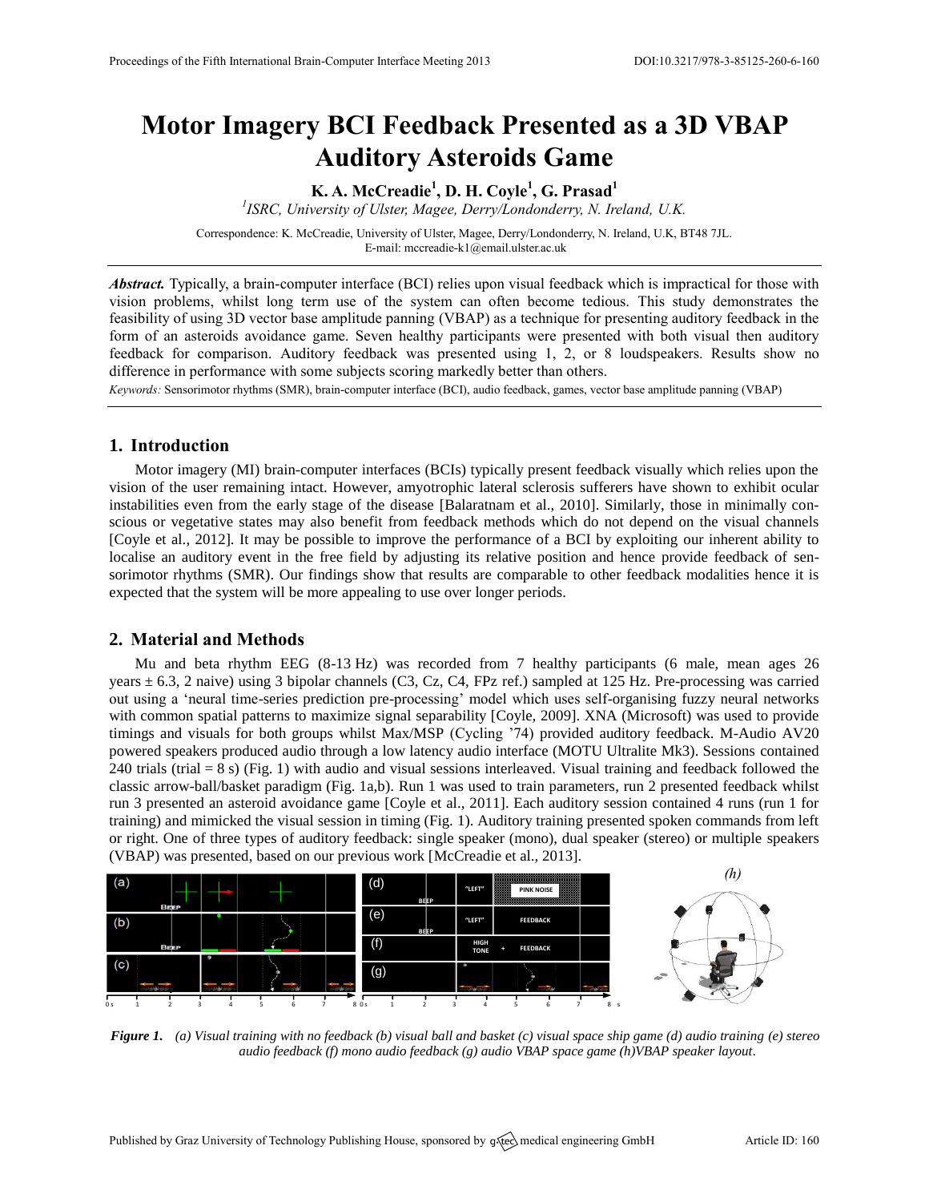# Motor Imagery BCI Feedback Presented as a 3D VBAP Auditory Asteroids Game

**K. A. McCreadie[1], D. H. Coyle[1], G. Prasad[1]**

[1]*ISRC, University of Ulster, Magee, Derry/Londonderry, N. Ireland, U.K.*

Correspondence: K. McCreadie, University of Ulster, Magee, Derry/Londonderry, N. Ireland, U.K, BT48 7JL.
E-mail: mccreadie-k1@email.ulster.ac.uk

***Abstract.*** Typically, a brain-computer interface (BCI) relies upon visual feedback which is impractical for those with vision problems, whilst long term use of the system can often become tedious. This study demonstrates the feasibility of using 3D vector base amplitude panning (VBAP) as a technique for presenting auditory feedback in the form of an asteroids avoidance game. Seven healthy participants were presented with both visual then auditory feedback for comparison. Auditory feedback was presented using 1, 2, or 8 loudspeakers. Results show no difference in performance with some subjects scoring markedly better than others.

*Keywords:* Sensorimotor rhythms (SMR), brain-computer interface (BCI), audio feedback, games, vector base amplitude panning (VBAP)

## 1. Introduction

Motor imagery (MI) brain-computer interfaces (BCIs) typically present feedback visually which relies upon the vision of the user remaining intact. However, amyotrophic lateral sclerosis sufferers have shown to exhibit ocular instabilities even from the early stage of the disease [Balaratnam et al., 2010]. Similarly, those in minimally conscious or vegetative states may also benefit from feedback methods which do not depend on the visual channels [Coyle et al., 2012]. It may be possible to improve the performance of a BCI by exploiting our inherent ability to localise an auditory event in the free field by adjusting its relative position and hence provide feedback of sensorimotor rhythms (SMR). Our findings show that results are comparable to other feedback modalities hence it is expected that the system will be more appealing to use over longer periods.

## 2. Material and Methods

Mu and beta rhythm EEG (8-13 Hz) was recorded from 7 healthy participants (6 male, mean ages 26 years ± 6.3, 2 naive) using 3 bipolar channels (C3, Cz, C4, FPz ref.) sampled at 125 Hz. Pre-processing was carried out using a 'neural time-series prediction pre-processing' model which uses self-organising fuzzy neural networks with common spatial patterns to maximize signal separability [Coyle, 2009]. XNA (Microsoft) was used to provide timings and visuals for both groups whilst Max/MSP (Cycling '74) provided auditory feedback. M-Audio AV20 powered speakers produced audio through a low latency audio interface (MOTU Ultralite Mk3). Sessions contained 240 trials (trial = 8 s) (Fig. 1) with audio and visual sessions interleaved. Visual training and feedback followed the classic arrow-ball/basket paradigm (Fig. 1a,b). Run 1 was used to train parameters, run 2 presented feedback whilst run 3 presented an asteroid avoidance game [Coyle et al., 2011]. Each auditory session contained 4 runs (run 1 for training) and mimicked the visual session in timing (Fig. 1). Auditory training presented spoken commands from left or right. One of three types of auditory feedback: single speaker (mono), dual speaker (stereo) or multiple speakers (VBAP) was presented, based on our previous work [McCreadie et al., 2013].

***Figure 1.*** *(a) Visual training with no feedback (b) visual ball and basket (c) visual space ship game (d) audio training (e) stereo audio feedback (f) mono audio feedback (g) audio VBAP space game (h)VBAP speaker layout.*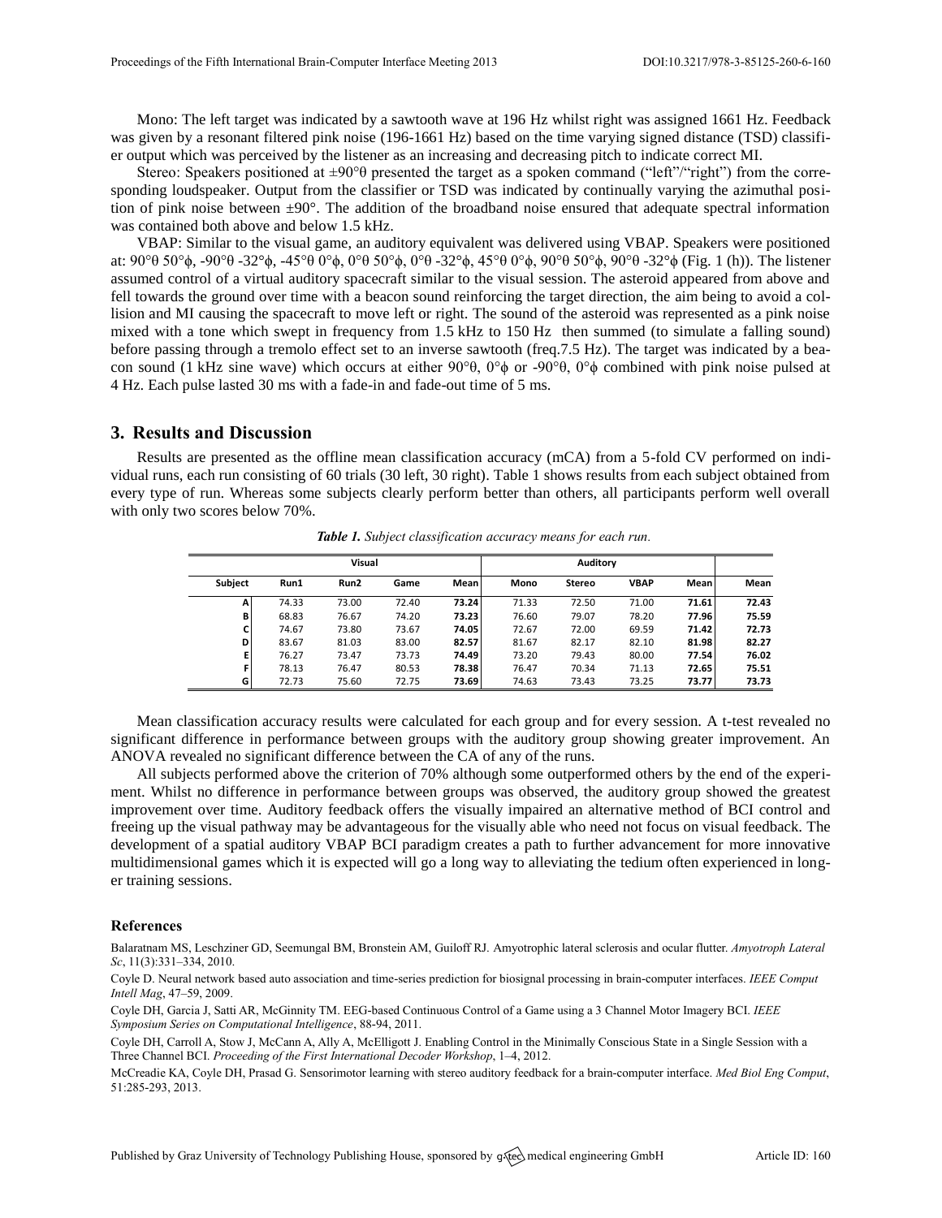Mono: The left target was indicated by a sawtooth wave at 196 Hz whilst right was assigned 1661 Hz. Feedback was given by a resonant filtered pink noise (196-1661 Hz) based on the time varying signed distance (TSD) classifier output which was perceived by the listener as an increasing and decreasing pitch to indicate correct MI.

Stereo: Speakers positioned at ±90°θ presented the target as a spoken command ("left"/"right") from the corresponding loudspeaker. Output from the classifier or TSD was indicated by continually varying the azimuthal position of pink noise between ±90°. The addition of the broadband noise ensured that adequate spectral information was contained both above and below 1.5 kHz.

VBAP: Similar to the visual game, an auditory equivalent was delivered using VBAP. Speakers were positioned at: 90°θ 50°ϕ, -90°θ -32°ϕ, -45°θ 0°ϕ, 0°θ 50°ϕ, 0°θ -32°ϕ, 45°θ 0°ϕ, 90°θ 50°ϕ, 90°θ -32°ϕ (Fig. 1 (h)). The listener assumed control of a virtual auditory spacecraft similar to the visual session. The asteroid appeared from above and fell towards the ground over time with a beacon sound reinforcing the target direction, the aim being to avoid a collision and MI causing the spacecraft to move left or right. The sound of the asteroid was represented as a pink noise mixed with a tone which swept in frequency from 1.5 kHz to 150 Hz then summed (to simulate a falling sound) before passing through a tremolo effect set to an inverse sawtooth (freq.7.5 Hz). The target was indicated by a beacon sound (1 kHz sine wave) which occurs at either 90°θ, 0°ϕ or -90°θ, 0°ϕ combined with pink noise pulsed at 4 Hz. Each pulse lasted 30 ms with a fade-in and fade-out time of 5 ms.

## 3. Results and Discussion

Results are presented as the offline mean classification accuracy (mCA) from a 5-fold CV performed on individual runs, each run consisting of 60 trials (30 left, 30 right). Table 1 shows results from each subject obtained from every type of run. Whereas some subjects clearly perform better than others, all participants perform well overall with only two scores below 70%.

***Table 1.*** *Subject classification accuracy means for each run.*

| | Visual | | | | Auditory | | | | |
|---|---|---|---|---|---|---|---|---|---|
| **Subject** | **Run1** | **Run2** | **Game** | **Mean** | **Mono** | **Stereo** | **VBAP** | **Mean** | **Mean** |
| A | 74.33 | 73.00 | 72.40 | **73.24** | 71.33 | 72.50 | 71.00 | **71.61** | **72.43** |
| B | 68.83 | 76.67 | 74.20 | **73.23** | 76.60 | 79.07 | 78.20 | **77.96** | **75.59** |
| C | 74.67 | 73.80 | 73.67 | **74.05** | 72.67 | 72.00 | 69.59 | **71.42** | **72.73** |
| D | 83.67 | 81.03 | 83.00 | **82.57** | 81.67 | 82.17 | 82.10 | **81.98** | **82.27** |
| E | 76.27 | 73.47 | 73.73 | **74.49** | 73.20 | 79.43 | 80.00 | **77.54** | **76.02** |
| F | 78.13 | 76.47 | 80.53 | **78.38** | 76.47 | 70.34 | 71.13 | **72.65** | **75.51** |
| G | 72.73 | 75.60 | 72.75 | **73.69** | 74.63 | 73.43 | 73.25 | **73.77** | **73.73** |

Mean classification accuracy results were calculated for each group and for every session. A t-test revealed no significant difference in performance between groups with the auditory group showing greater improvement. An ANOVA revealed no significant difference between the CA of any of the runs.

All subjects performed above the criterion of 70% although some outperformed others by the end of the experiment. Whilst no difference in performance between groups was observed, the auditory group showed the greatest improvement over time. Auditory feedback offers the visually impaired an alternative method of BCI control and freeing up the visual pathway may be advantageous for the visually able who need not focus on visual feedback. The development of a spatial auditory VBAP BCI paradigm creates a path to further advancement for more innovative multidimensional games which it is expected will go a long way to alleviating the tedium often experienced in longer training sessions.

#### References

Balaratnam MS, Leschziner GD, Seemungal BM, Bronstein AM, Guiloff RJ. Amyotrophic lateral sclerosis and ocular flutter. *Amyotroph Lateral Sc*, 11(3):331–334, 2010.

Coyle D. Neural network based auto association and time-series prediction for biosignal processing in brain-computer interfaces. *IEEE Comput Intell Mag*, 47–59, 2009.

Coyle DH, Garcia J, Satti AR, McGinnity TM. EEG-based Continuous Control of a Game using a 3 Channel Motor Imagery BCI. *IEEE Symposium Series on Computational Intelligence*, 88-94, 2011.

Coyle DH, Carroll A, Stow J, McCann A, Ally A, McElligott J. Enabling Control in the Minimally Conscious State in a Single Session with a Three Channel BCI. *Proceeding of the First International Decoder Workshop*, 1–4, 2012.

McCreadie KA, Coyle DH, Prasad G. Sensorimotor learning with stereo auditory feedback for a brain-computer interface. *Med Biol Eng Comput*, 51:285-293, 2013.